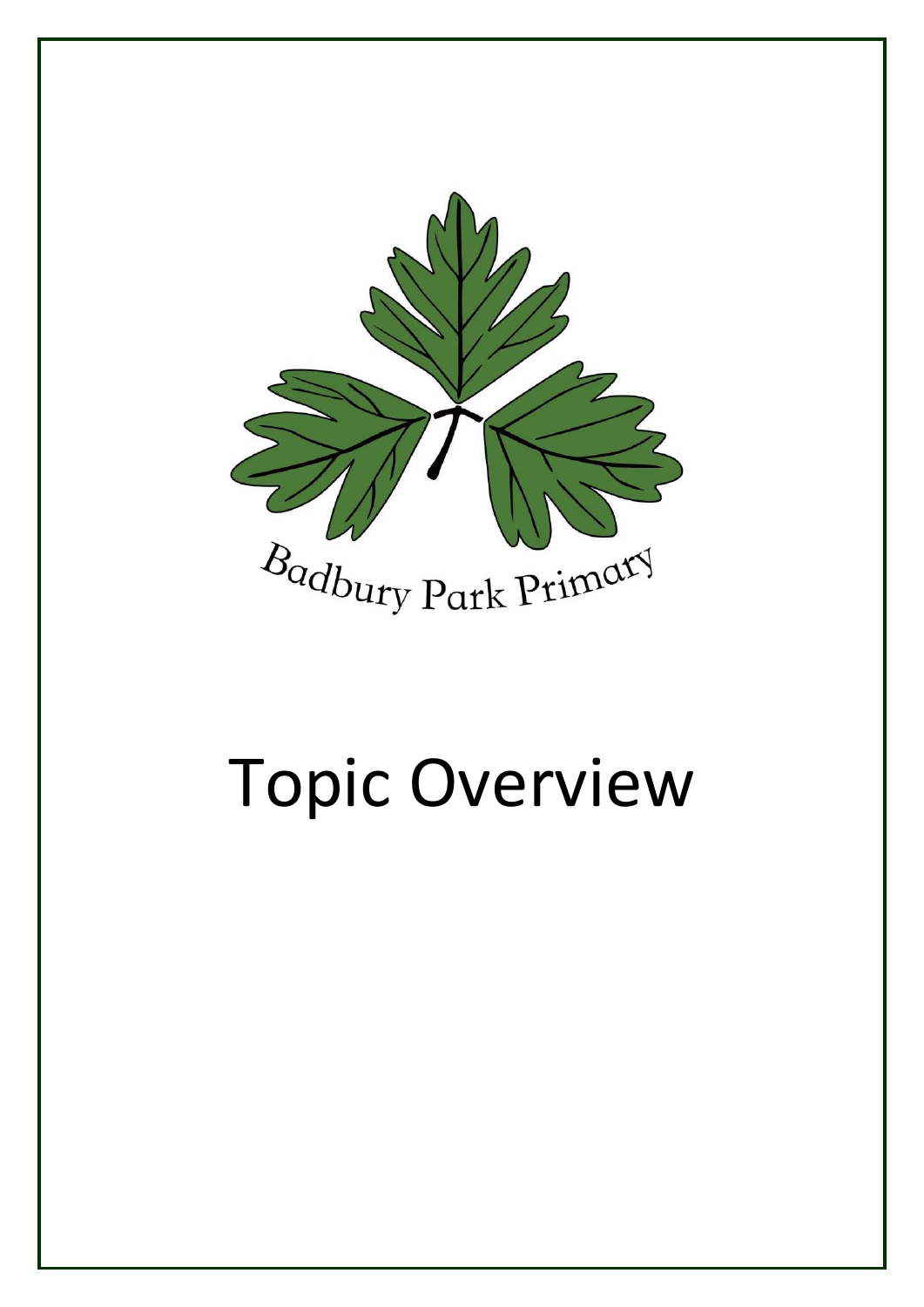Badbury Park Primary

# Topic Overview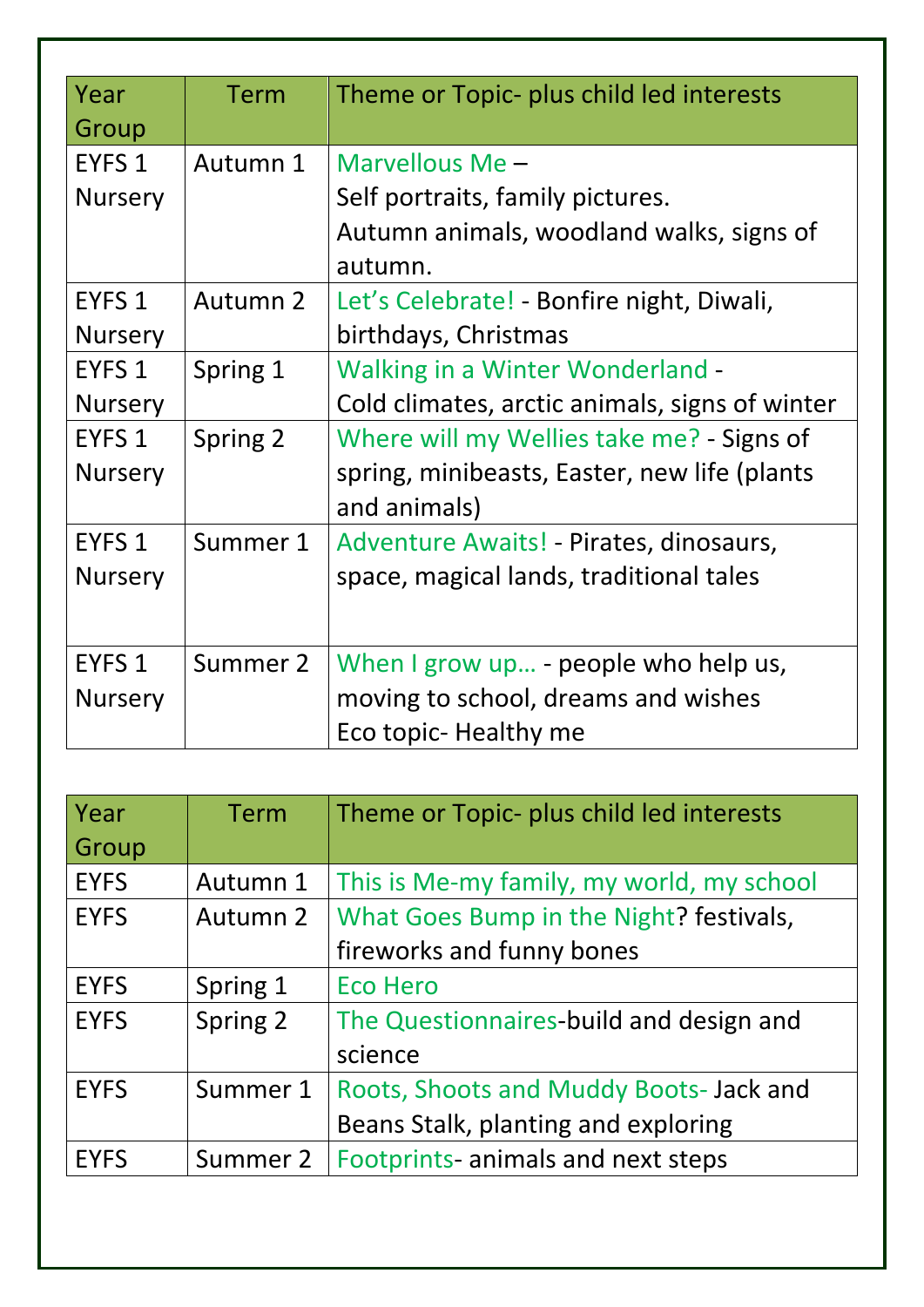| Year Group | Term | Theme or Topic- plus child led interests |
| --- | --- | --- |
| EYFS 1 Nursery | Autumn 1 | Marvellous Me – Self portraits, family pictures. Autumn animals, woodland walks, signs of autumn. |
| EYFS 1 Nursery | Autumn 2 | Let's Celebrate! - Bonfire night, Diwali, birthdays, Christmas |
| EYFS 1 Nursery | Spring 1 | Walking in a Winter Wonderland - Cold climates, arctic animals, signs of winter |
| EYFS 1 Nursery | Spring 2 | Where will my Wellies take me? - Signs of spring, minibeasts, Easter, new life (plants and animals) |
| EYFS 1 Nursery | Summer 1 | Adventure Awaits! - Pirates, dinosaurs, space, magical lands, traditional tales |
| EYFS 1 Nursery | Summer 2 | When I grow up… - people who help us, moving to school, dreams and wishes Eco topic- Healthy me |

| Year Group | Term | Theme or Topic- plus child led interests |
| --- | --- | --- |
| EYFS | Autumn 1 | This is Me-my family, my world, my school |
| EYFS | Autumn 2 | What Goes Bump in the Night? festivals, fireworks and funny bones |
| EYFS | Spring 1 | Eco Hero |
| EYFS | Spring 2 | The Questionnaires-build and design and science |
| EYFS | Summer 1 | Roots, Shoots and Muddy Boots- Jack and Beans Stalk, planting and exploring |
| EYFS | Summer 2 | Footprints- animals and next steps |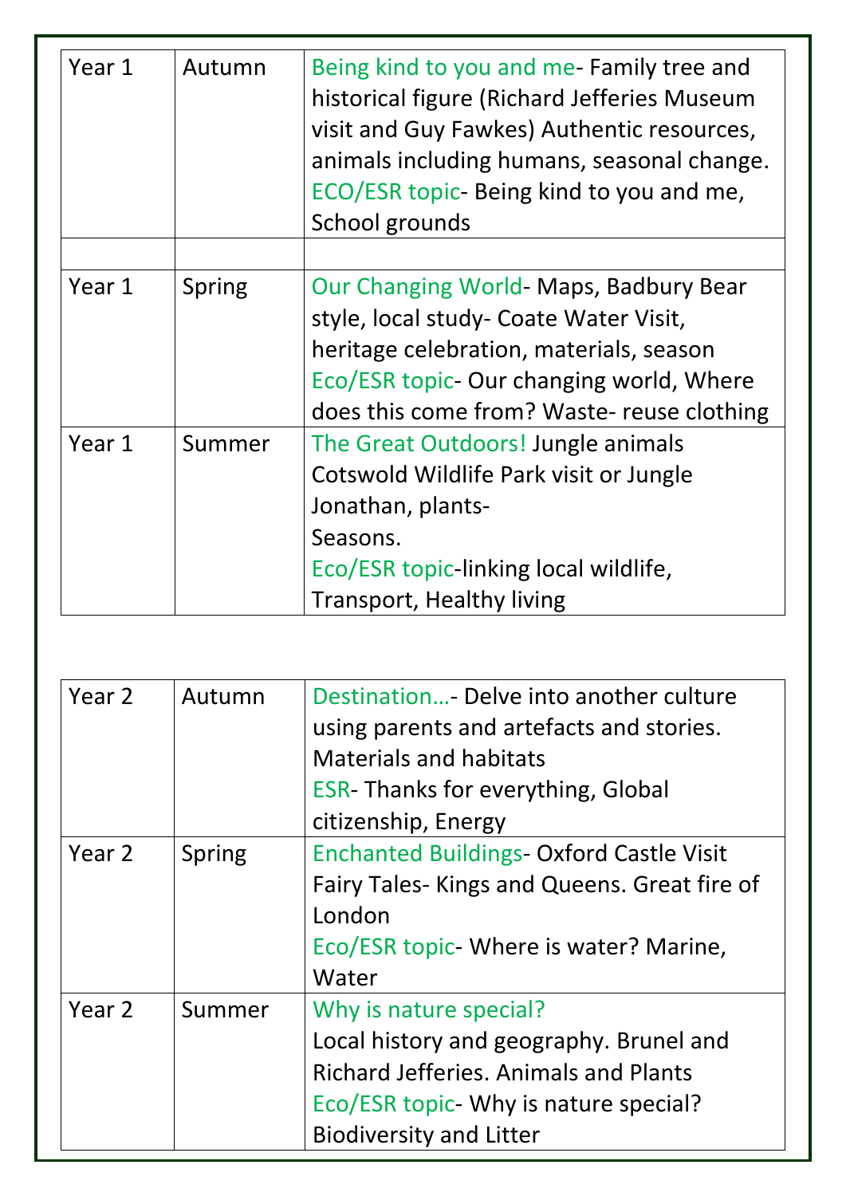| Year 1 | Autumn | Being kind to you and me- Family tree and historical figure (Richard Jefferies Museum visit and Guy Fawkes) Authentic resources, animals including humans, seasonal change. ECO/ESR topic- Being kind to you and me, School grounds |
|---|---|---|
| | | |
| Year 1 | Spring | Our Changing World- Maps, Badbury Bear style, local study- Coate Water Visit, heritage celebration, materials, season Eco/ESR topic- Our changing world, Where does this come from? Waste- reuse clothing |
| Year 1 | Summer | The Great Outdoors! Jungle animals Cotswold Wildlife Park visit or Jungle Jonathan, plants- Seasons. Eco/ESR topic-linking local wildlife, Transport, Healthy living |

| Year 2 | Autumn | Destination…- Delve into another culture using parents and artefacts and stories. Materials and habitats ESR- Thanks for everything, Global citizenship, Energy |
|---|---|---|
| Year 2 | Spring | Enchanted Buildings- Oxford Castle Visit Fairy Tales- Kings and Queens. Great fire of London Eco/ESR topic- Where is water? Marine, Water |
| Year 2 | Summer | Why is nature special? Local history and geography. Brunel and Richard Jefferies. Animals and Plants Eco/ESR topic- Why is nature special? Biodiversity and Litter |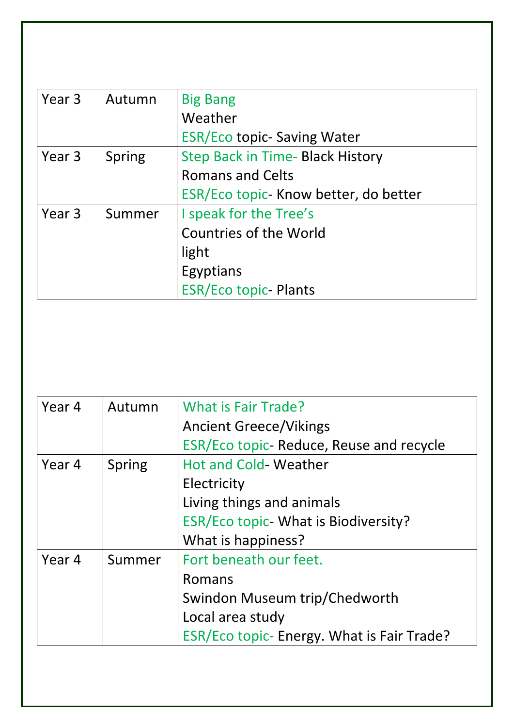| Year 3 | Autumn | Big Bang<br>Weather<br>ESR/Eco topic- Saving Water |
|---|---|---|
| Year 3 | Spring | Step Back in Time- Black History<br>Romans and Celts<br>ESR/Eco topic- Know better, do better |
| Year 3 | Summer | I speak for the Tree's<br>Countries of the World<br>light<br>Egyptians<br>ESR/Eco topic- Plants |

| Year 4 | Autumn | What is Fair Trade?<br>Ancient Greece/Vikings<br>ESR/Eco topic- Reduce, Reuse and recycle |
|---|---|---|
| Year 4 | Spring | Hot and Cold- Weather<br>Electricity<br>Living things and animals<br>ESR/Eco topic- What is Biodiversity?<br>What is happiness? |
| Year 4 | Summer | Fort beneath our feet.<br>Romans<br>Swindon Museum trip/Chedworth<br>Local area study<br>ESR/Eco topic- Energy. What is Fair Trade? |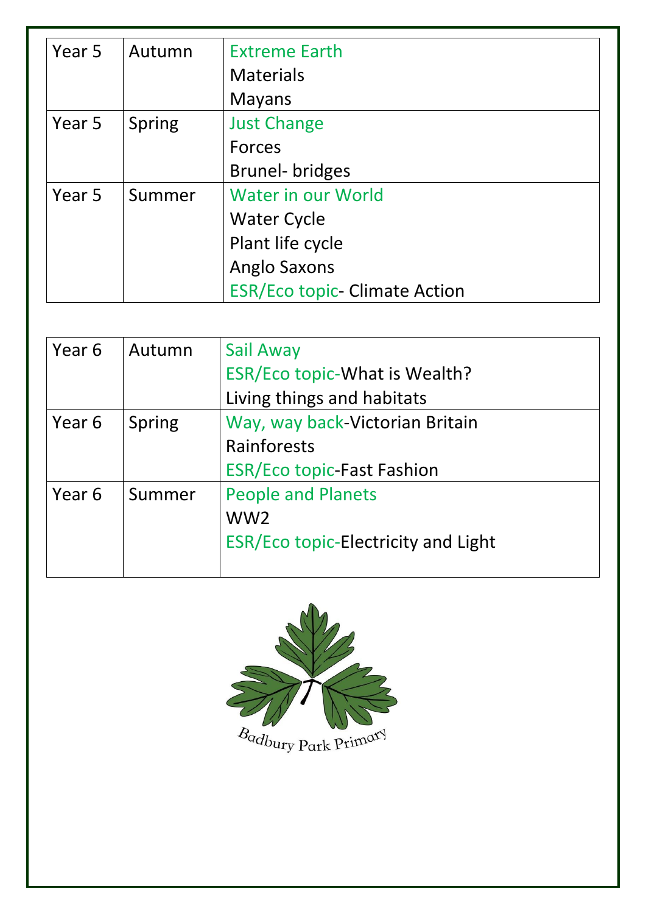| | | |
|---|---|---|
| Year 5 | Autumn | Extreme Earth<br>Materials<br>Mayans |
| Year 5 | Spring | Just Change<br>Forces<br>Brunel- bridges |
| Year 5 | Summer | Water in our World<br>Water Cycle<br>Plant life cycle<br>Anglo Saxons<br>ESR/Eco topic- Climate Action |

| | | |
|---|---|---|
| Year 6 | Autumn | Sail Away<br>ESR/Eco topic-What is Wealth?<br>Living things and habitats |
| Year 6 | Spring | Way, way back-Victorian Britain<br>Rainforests<br>ESR/Eco topic-Fast Fashion |
| Year 6 | Summer | People and Planets<br>WW2<br>ESR/Eco topic-Electricity and Light |

Badbury Park Primary